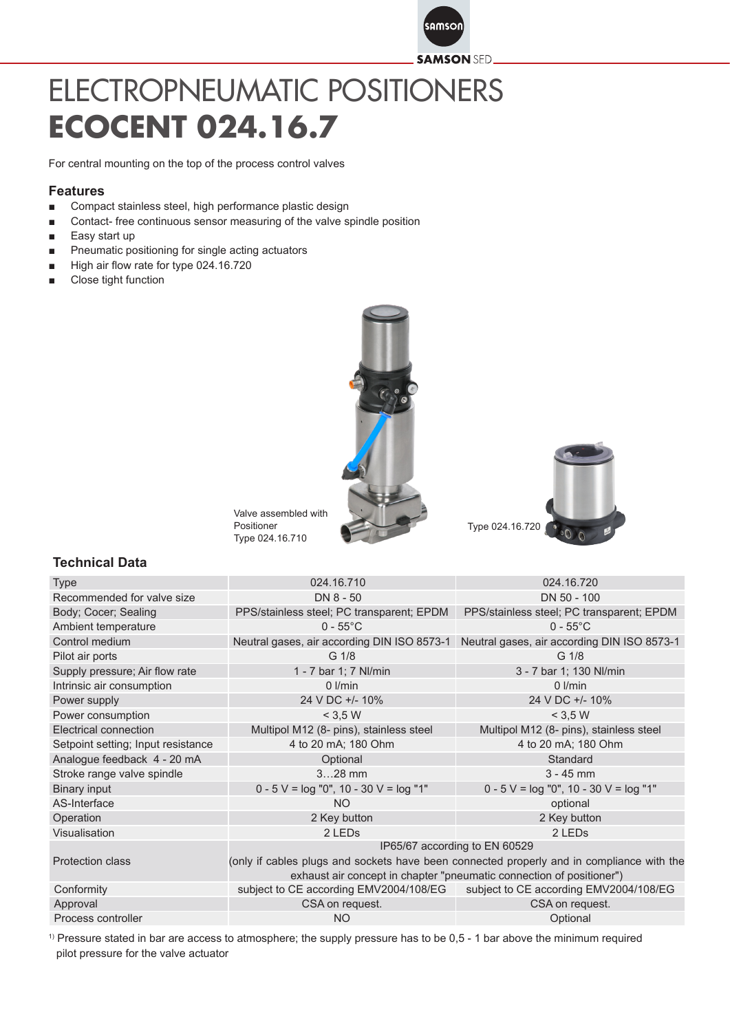# ELECTROPNEUMATIC POSITIONERS
# **ECOCENT 024.16.7**

For central mounting on the top of the process control valves

## Features

- Compact stainless steel, high performance plastic design
- Contact- free continuous sensor measuring of the valve spindle position
- Easy start up
- Pneumatic positioning for single acting actuators
- High air flow rate for type 024.16.720
- Close tight function

Valve assembled with Positioner Type 024.16.710

Type 024.16.720

## Technical Data

| Type | 024.16.710 | 024.16.720 |
|---|---|---|
| Recommended for valve size | DN 8 - 50 | DN 50 - 100 |
| Body; Cocer; Sealing | PPS/stainless steel; PC transparent; EPDM | PPS/stainless steel; PC transparent; EPDM |
| Ambient temperature | 0 - 55°C | 0 - 55°C |
| Control medium | Neutral gases, air according DIN ISO 8573-1 | Neutral gases, air according DIN ISO 8573-1 |
| Pilot air ports | G 1/8 | G 1/8 |
| Supply pressure; Air flow rate | 1 - 7 bar 1; 7 Nl/min | 3 - 7 bar 1; 130 Nl/min |
| Intrinsic air consumption | 0 l/min | 0 l/min |
| Power supply | 24 V DC +/- 10% | 24 V DC +/- 10% |
| Power consumption | < 3,5 W | < 3,5 W |
| Electrical connection | Multipol M12 (8- pins), stainless steel | Multipol M12 (8- pins), stainless steel |
| Setpoint setting; Input resistance | 4 to 20 mA; 180 Ohm | 4 to 20 mA; 180 Ohm |
| Analogue feedback 4 - 20 mA | Optional | Standard |
| Stroke range valve spindle | 3…28 mm | 3 - 45 mm |
| Binary input | 0 - 5 V = log "0", 10 - 30 V = log "1" | 0 - 5 V = log "0", 10 - 30 V = log "1" |
| AS-Interface | NO | optional |
| Operation | 2 Key button | 2 Key button |
| Visualisation | 2 LEDs | 2 LEDs |
| Protection class | IP65/67 according to EN 60529 (only if cables plugs and sockets have been connected properly and in compliance with the exhaust air concept in chapter "pneumatic connection of positioner") | |
| Conformity | subject to CE according EMV2004/108/EG | subject to CE according EMV2004/108/EG |
| Approval | CSA on request. | CSA on request. |
| Process controller | NO | Optional |

[1] Pressure stated in bar are access to atmosphere; the supply pressure has to be 0,5 - 1 bar above the minimum required pilot pressure for the valve actuator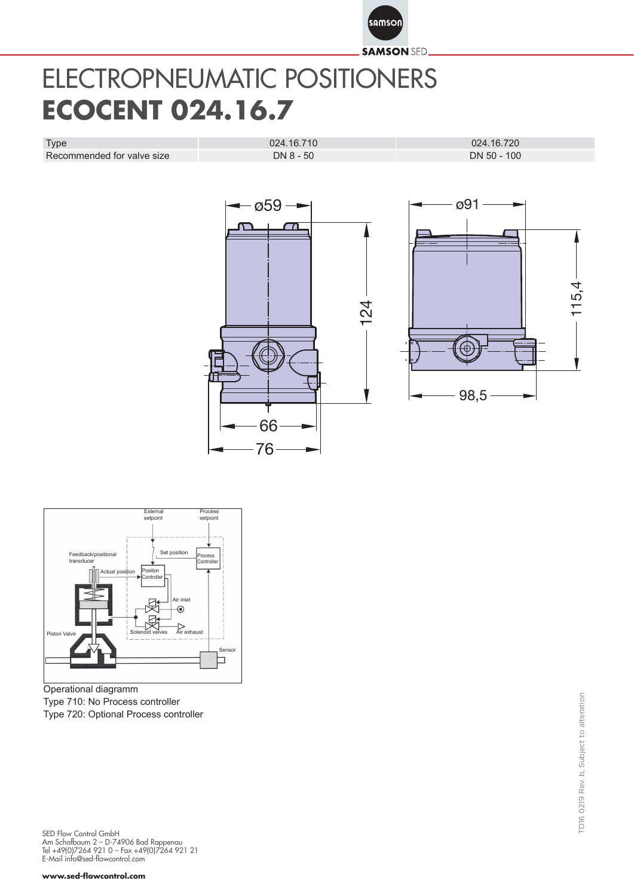# ELECTROPNEUMATIC POSITIONERS
# ECOCENT 024.16.7

| | | |
|---|---|---|
| Type | 024.16.710 | 024.16.720 |
| Recommended for valve size | DN 8 - 50 | DN 50 - 100 |

ø59
124
66
76

ø91
115,4
98,5

External setpoint
Process setpoint
Set position
Process Controller
Feedback/positional transducer
Actual position
Position Controller
Air inlet
Piston Valve
Solenoid valves
Air exhaust
Sensor

Operational diagramm
Type 710: No Process controller
Type 720: Optional Process controller

TD16 0219 Rev. b, Subject to alteration

SED Flow Control GmbH
Am Schafbaum 2 – D-74906 Bad Rappenau
Tel +49(0)7264 921 0 – Fax +49(0)7264 921 21
E-Mail info@sed-flowcontrol.com

**www.sed-flowcontrol.com**